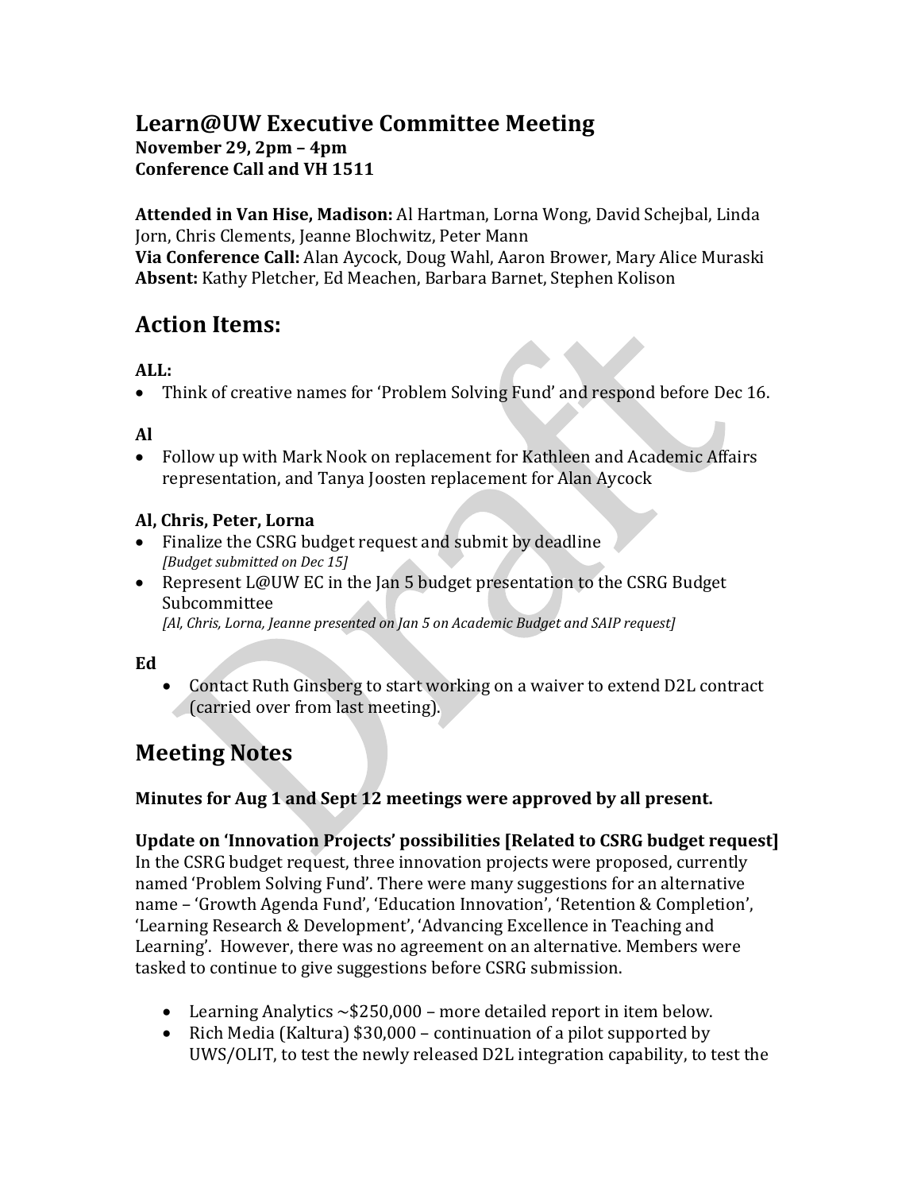# Learn@UW Executive Committee Meeting

**November 29, 2pm – 4pm**
**Conference Call and VH 1511**

**Attended in Van Hise, Madison:** Al Hartman, Lorna Wong, David Schejbal, Linda Jorn, Chris Clements, Jeanne Blochwitz, Peter Mann
**Via Conference Call:** Alan Aycock, Doug Wahl, Aaron Brower, Mary Alice Muraski
**Absent:** Kathy Pletcher, Ed Meachen, Barbara Barnet, Stephen Kolison

## Action Items:

**ALL:**

- Think of creative names for 'Problem Solving Fund' and respond before Dec 16.

**Al**

- Follow up with Mark Nook on replacement for Kathleen and Academic Affairs representation, and Tanya Joosten replacement for Alan Aycock

**Al, Chris, Peter, Lorna**

- Finalize the CSRG budget request and submit by deadline
  *[Budget submitted on Dec 15]*
- Represent L@UW EC in the Jan 5 budget presentation to the CSRG Budget Subcommittee
  *[Al, Chris, Lorna, Jeanne presented on Jan 5 on Academic Budget and SAIP request]*

**Ed**

- Contact Ruth Ginsberg to start working on a waiver to extend D2L contract (carried over from last meeting).

## Meeting Notes

**Minutes for Aug 1 and Sept 12 meetings were approved by all present.**

**Update on 'Innovation Projects' possibilities [Related to CSRG budget request]**
In the CSRG budget request, three innovation projects were proposed, currently named 'Problem Solving Fund'. There were many suggestions for an alternative name – 'Growth Agenda Fund', 'Education Innovation', 'Retention & Completion', 'Learning Research & Development', 'Advancing Excellence in Teaching and Learning'. However, there was no agreement on an alternative. Members were tasked to continue to give suggestions before CSRG submission.

- Learning Analytics ~$250,000 – more detailed report in item below.
- Rich Media (Kaltura) $30,000 – continuation of a pilot supported by UWS/OLIT, to test the newly released D2L integration capability, to test the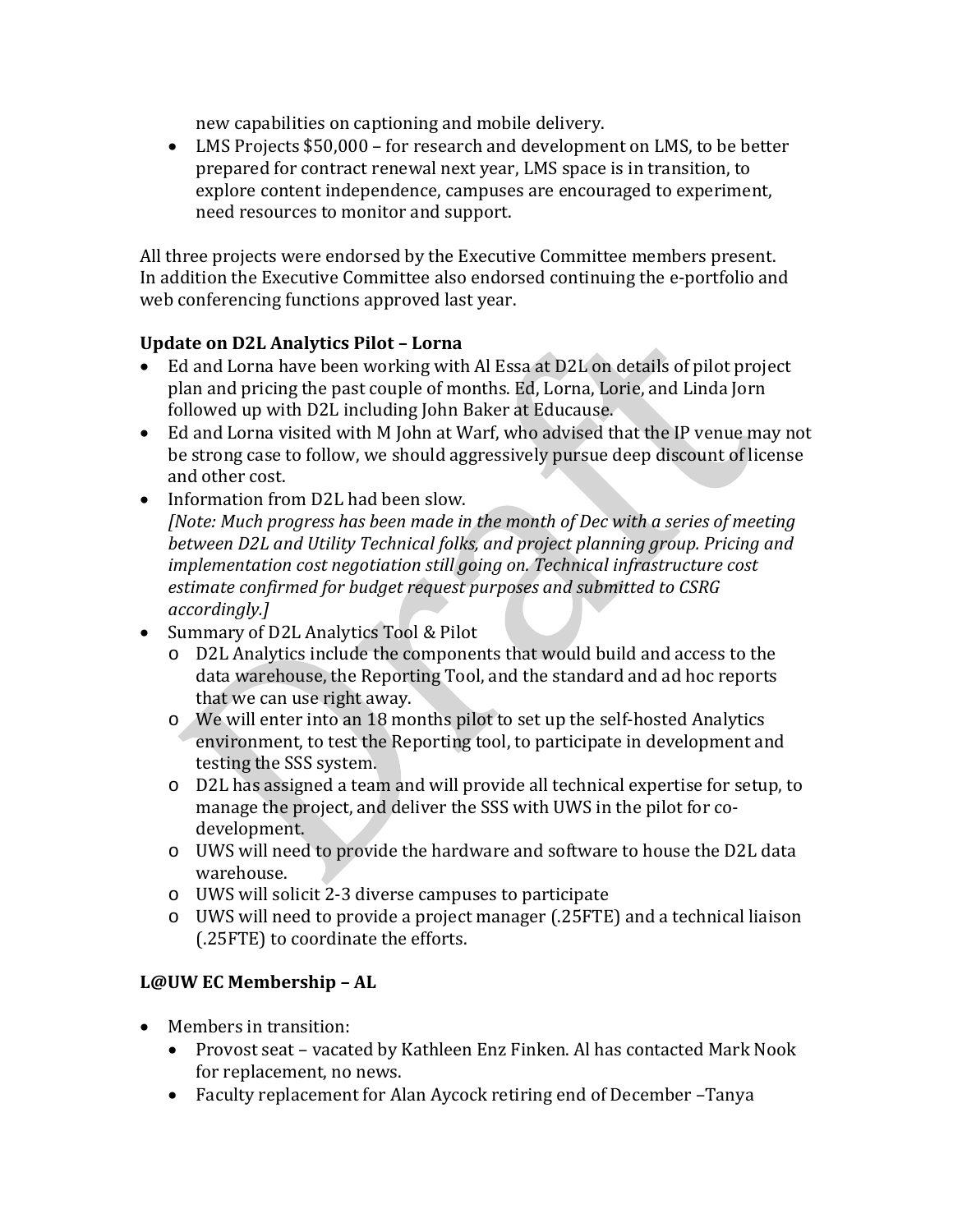new capabilities on captioning and mobile delivery.

- LMS Projects $50,000 – for research and development on LMS, to be better prepared for contract renewal next year, LMS space is in transition, to explore content independence, campuses are encouraged to experiment, need resources to monitor and support.

All three projects were endorsed by the Executive Committee members present. In addition the Executive Committee also endorsed continuing the e-portfolio and web conferencing functions approved last year.

**Update on D2L Analytics Pilot – Lorna**

- Ed and Lorna have been working with Al Essa at D2L on details of pilot project plan and pricing the past couple of months. Ed, Lorna, Lorie, and Linda Jorn followed up with D2L including John Baker at Educause.
- Ed and Lorna visited with M John at Warf, who advised that the IP venue may not be strong case to follow, we should aggressively pursue deep discount of license and other cost.
- Information from D2L had been slow.
  *[Note: Much progress has been made in the month of Dec with a series of meeting between D2L and Utility Technical folks, and project planning group. Pricing and implementation cost negotiation still going on. Technical infrastructure cost estimate confirmed for budget request purposes and submitted to CSRG accordingly.]*
- Summary of D2L Analytics Tool & Pilot
  - D2L Analytics include the components that would build and access to the data warehouse, the Reporting Tool, and the standard and ad hoc reports that we can use right away.
  - We will enter into an 18 months pilot to set up the self-hosted Analytics environment, to test the Reporting tool, to participate in development and testing the SSS system.
  - D2L has assigned a team and will provide all technical expertise for setup, to manage the project, and deliver the SSS with UWS in the pilot for co-development.
  - UWS will need to provide the hardware and software to house the D2L data warehouse.
  - UWS will solicit 2-3 diverse campuses to participate
  - UWS will need to provide a project manager (.25FTE) and a technical liaison (.25FTE) to coordinate the efforts.

**L@UW EC Membership – AL**

- Members in transition:
  - Provost seat – vacated by Kathleen Enz Finken. Al has contacted Mark Nook for replacement, no news.
  - Faculty replacement for Alan Aycock retiring end of December –Tanya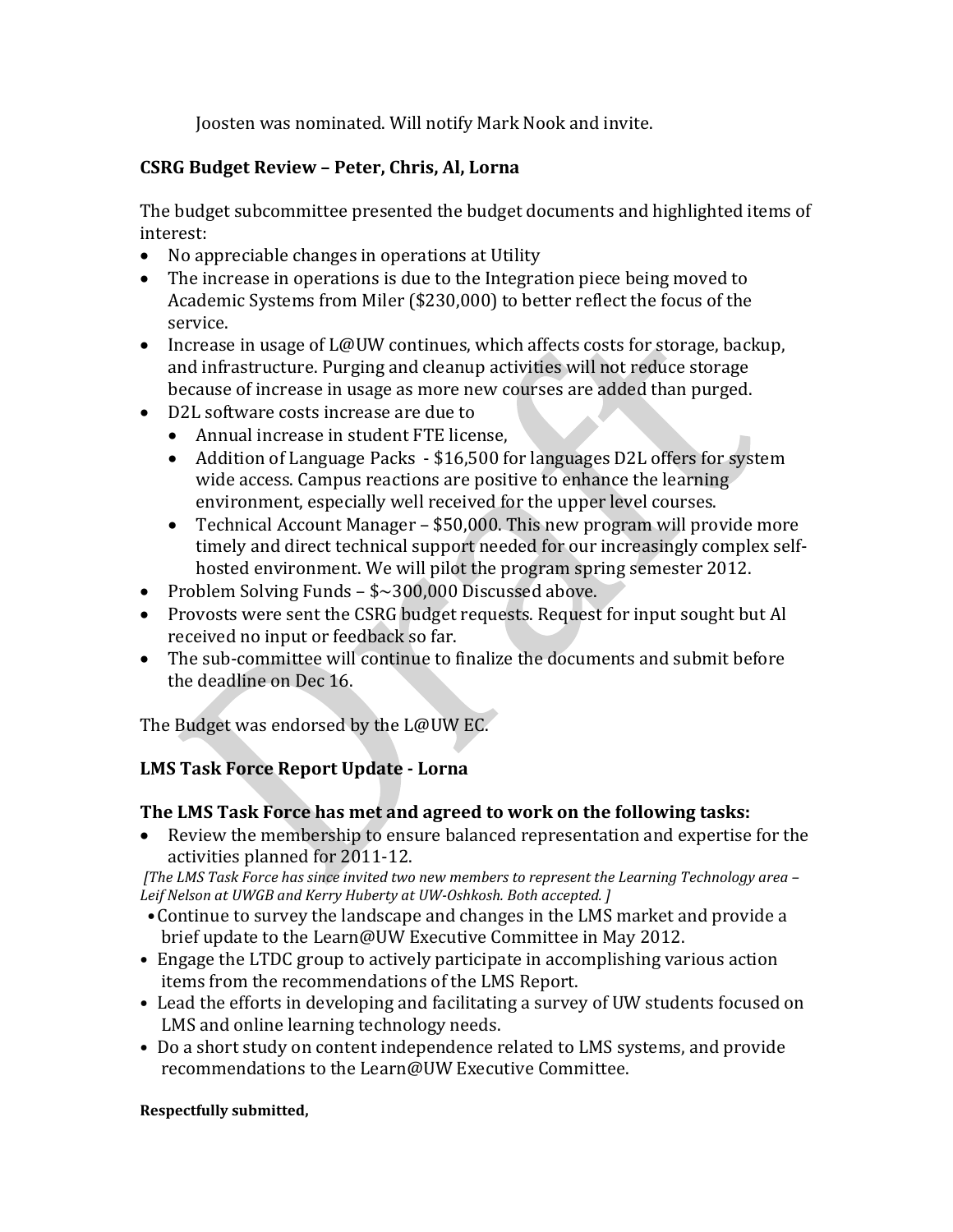Joosten was nominated. Will notify Mark Nook and invite.

**CSRG Budget Review – Peter, Chris, Al, Lorna**

The budget subcommittee presented the budget documents and highlighted items of interest:

- No appreciable changes in operations at Utility
- The increase in operations is due to the Integration piece being moved to Academic Systems from Miler ($230,000) to better reflect the focus of the service.
- Increase in usage of L@UW continues, which affects costs for storage, backup, and infrastructure. Purging and cleanup activities will not reduce storage because of increase in usage as more new courses are added than purged.
- D2L software costs increase are due to
  - Annual increase in student FTE license,
  - Addition of Language Packs - $16,500 for languages D2L offers for system wide access. Campus reactions are positive to enhance the learning environment, especially well received for the upper level courses.
  - Technical Account Manager – $50,000. This new program will provide more timely and direct technical support needed for our increasingly complex self-hosted environment. We will pilot the program spring semester 2012.
- Problem Solving Funds – $~300,000 Discussed above.
- Provosts were sent the CSRG budget requests. Request for input sought but Al received no input or feedback so far.
- The sub-committee will continue to finalize the documents and submit before the deadline on Dec 16.

The Budget was endorsed by the L@UW EC.

**LMS Task Force Report Update - Lorna**

**The LMS Task Force has met and agreed to work on the following tasks:**

- Review the membership to ensure balanced representation and expertise for the activities planned for 2011-12.

*[The LMS Task Force has since invited two new members to represent the Learning Technology area – Leif Nelson at UWGB and Kerry Huberty at UW-Oshkosh. Both accepted. ]*

- Continue to survey the landscape and changes in the LMS market and provide a brief update to the Learn@UW Executive Committee in May 2012.
- Engage the LTDC group to actively participate in accomplishing various action items from the recommendations of the LMS Report.
- Lead the efforts in developing and facilitating a survey of UW students focused on LMS and online learning technology needs.
- Do a short study on content independence related to LMS systems, and provide recommendations to the Learn@UW Executive Committee.

**Respectfully submitted,**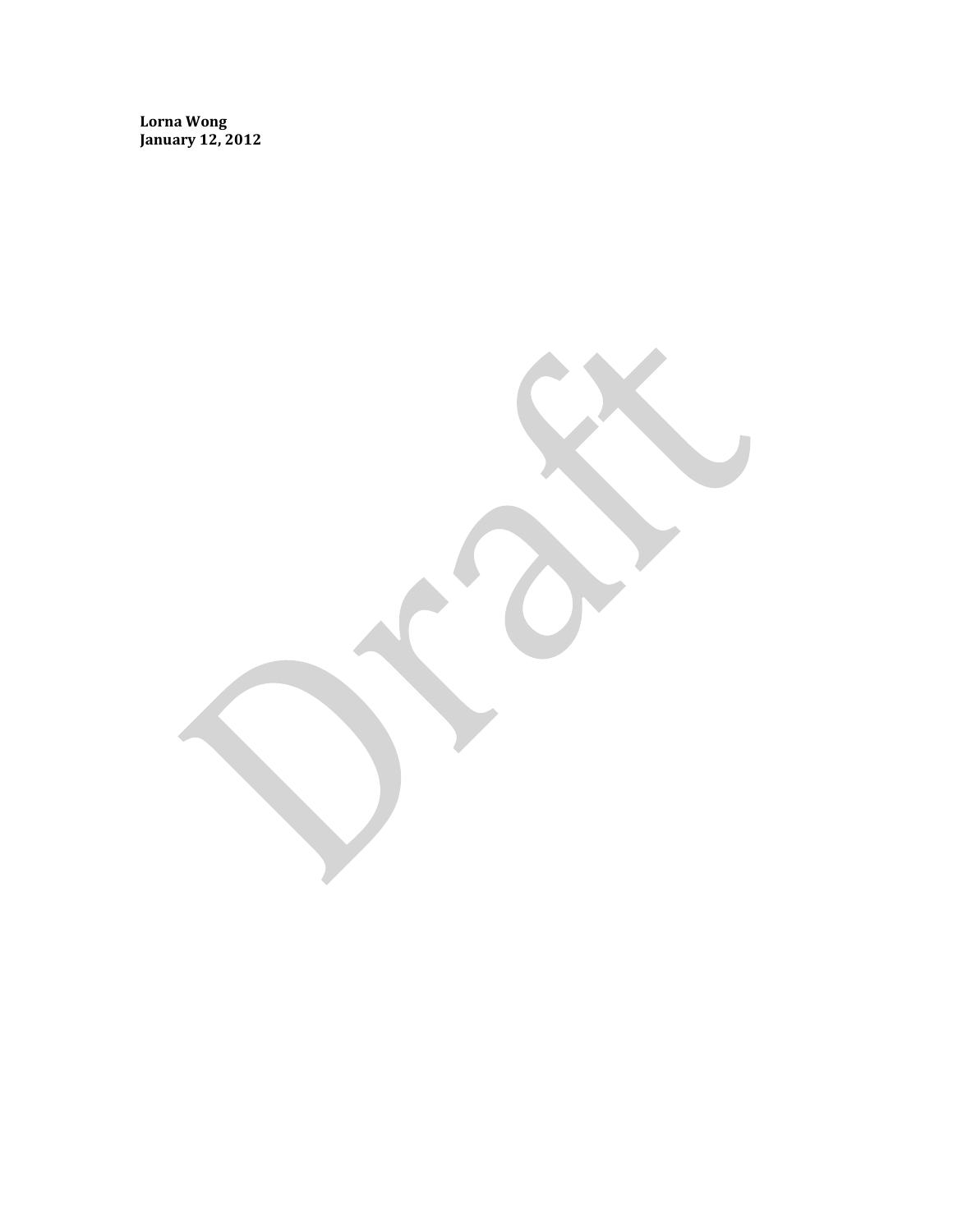**Lorna Wong**
**January 12, 2012**